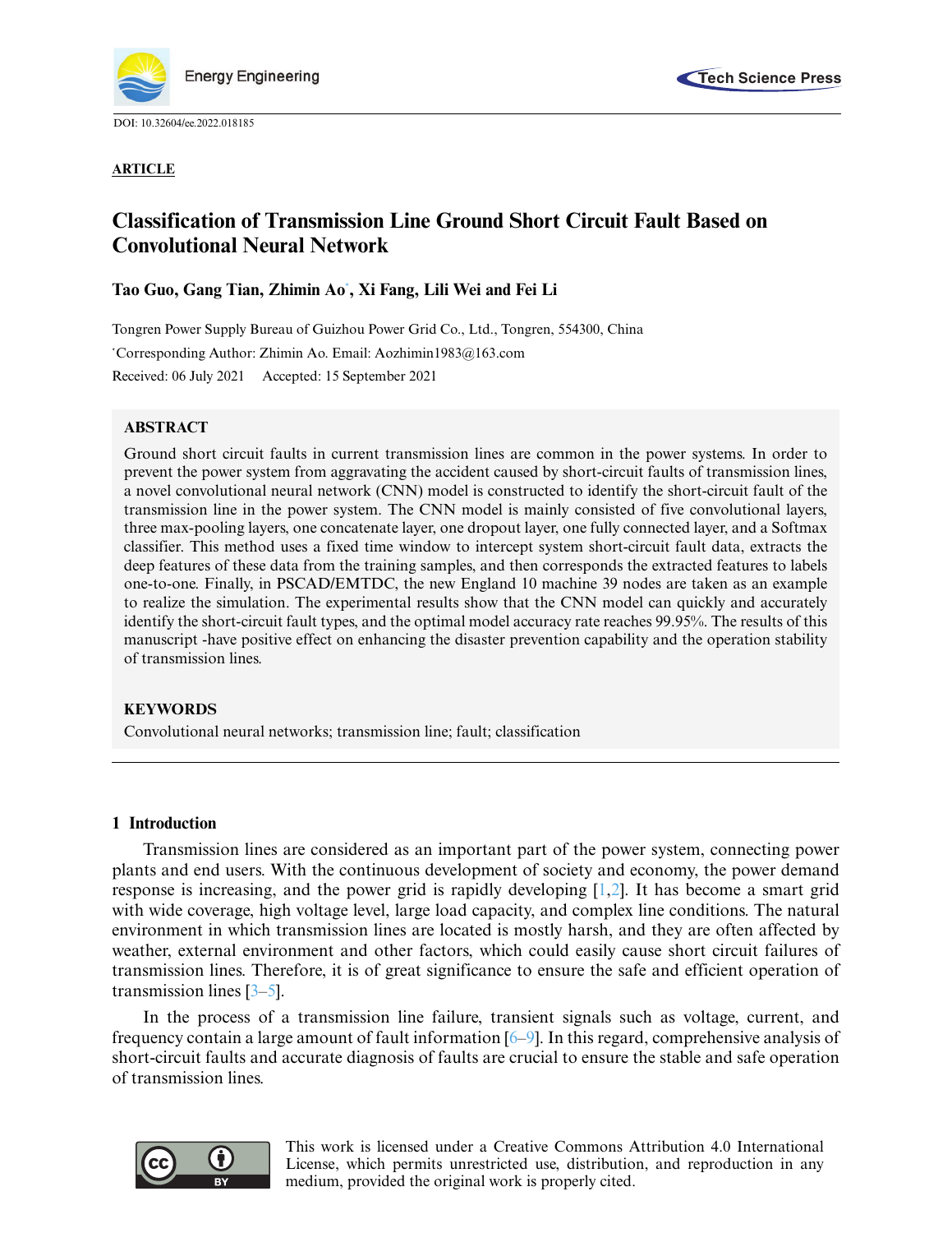DOI: 10.32604/ee.2022.018185

**ARTICLE**

# Classification of Transmission Line Ground Short Circuit Fault Based on Convolutional Neural Network

**Tao Guo, Gang Tian, Zhimin Ao*, Xi Fang, Lili Wei and Fei Li**

Tongren Power Supply Bureau of Guizhou Power Grid Co., Ltd., Tongren, 554300, China

*Corresponding Author: Zhimin Ao. Email: Aozhimin1983@163.com

Received: 06 July 2021 Accepted: 15 September 2021

## ABSTRACT

Ground short circuit faults in current transmission lines are common in the power systems. In order to prevent the power system from aggravating the accident caused by short-circuit faults of transmission lines, a novel convolutional neural network (CNN) model is constructed to identify the short-circuit fault of the transmission line in the power system. The CNN model is mainly consisted of five convolutional layers, three max-pooling layers, one concatenate layer, one dropout layer, one fully connected layer, and a Softmax classifier. This method uses a fixed time window to intercept system short-circuit fault data, extracts the deep features of these data from the training samples, and then corresponds the extracted features to labels one-to-one. Finally, in PSCAD/EMTDC, the new England 10 machine 39 nodes are taken as an example to realize the simulation. The experimental results show that the CNN model can quickly and accurately identify the short-circuit fault types, and the optimal model accuracy rate reaches 99.95%. The results of this manuscript -have positive effect on enhancing the disaster prevention capability and the operation stability of transmission lines.

## KEYWORDS

Convolutional neural networks; transmission line; fault; classification

## 1 Introduction

Transmission lines are considered as an important part of the power system, connecting power plants and end users. With the continuous development of society and economy, the power demand response is increasing, and the power grid is rapidly developing [1,2]. It has become a smart grid with wide coverage, high voltage level, large load capacity, and complex line conditions. The natural environment in which transmission lines are located is mostly harsh, and they are often affected by weather, external environment and other factors, which could easily cause short circuit failures of transmission lines. Therefore, it is of great significance to ensure the safe and efficient operation of transmission lines [3–5].

In the process of a transmission line failure, transient signals such as voltage, current, and frequency contain a large amount of fault information [6–9]. In this regard, comprehensive analysis of short-circuit faults and accurate diagnosis of faults are crucial to ensure the stable and safe operation of transmission lines.

This work is licensed under a Creative Commons Attribution 4.0 International License, which permits unrestricted use, distribution, and reproduction in any medium, provided the original work is properly cited.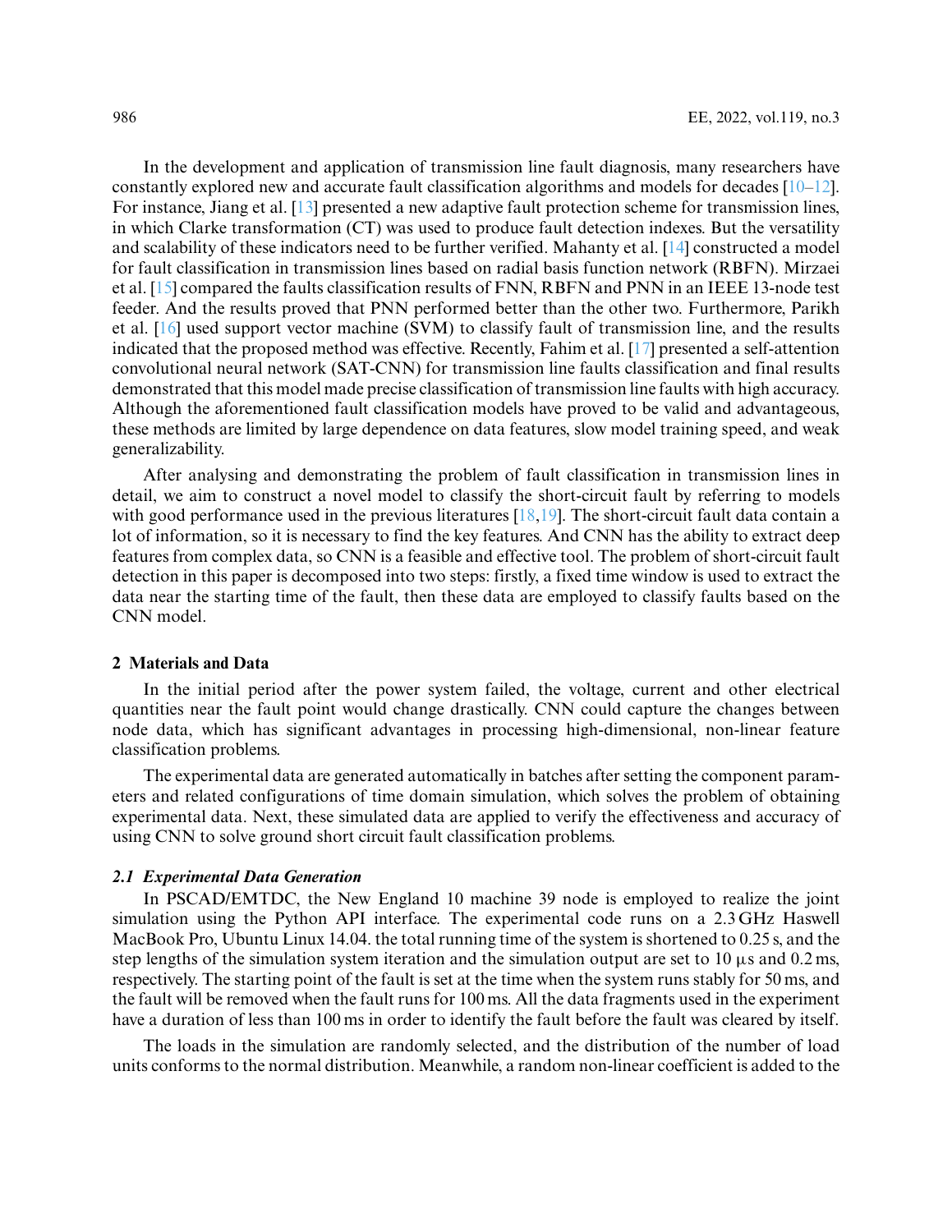In the development and application of transmission line fault diagnosis, many researchers have constantly explored new and accurate fault classification algorithms and models for decades [10–12]. For instance, Jiang et al. [13] presented a new adaptive fault protection scheme for transmission lines, in which Clarke transformation (CT) was used to produce fault detection indexes. But the versatility and scalability of these indicators need to be further verified. Mahanty et al. [14] constructed a model for fault classification in transmission lines based on radial basis function network (RBFN). Mirzaei et al. [15] compared the faults classification results of FNN, RBFN and PNN in an IEEE 13-node test feeder. And the results proved that PNN performed better than the other two. Furthermore, Parikh et al. [16] used support vector machine (SVM) to classify fault of transmission line, and the results indicated that the proposed method was effective. Recently, Fahim et al. [17] presented a self-attention convolutional neural network (SAT-CNN) for transmission line faults classification and final results demonstrated that this model made precise classification of transmission line faults with high accuracy. Although the aforementioned fault classification models have proved to be valid and advantageous, these methods are limited by large dependence on data features, slow model training speed, and weak generalizability.

After analysing and demonstrating the problem of fault classification in transmission lines in detail, we aim to construct a novel model to classify the short-circuit fault by referring to models with good performance used in the previous literatures [18,19]. The short-circuit fault data contain a lot of information, so it is necessary to find the key features. And CNN has the ability to extract deep features from complex data, so CNN is a feasible and effective tool. The problem of short-circuit fault detection in this paper is decomposed into two steps: firstly, a fixed time window is used to extract the data near the starting time of the fault, then these data are employed to classify faults based on the CNN model.

## 2 Materials and Data

In the initial period after the power system failed, the voltage, current and other electrical quantities near the fault point would change drastically. CNN could capture the changes between node data, which has significant advantages in processing high-dimensional, non-linear feature classification problems.

The experimental data are generated automatically in batches after setting the component parameters and related configurations of time domain simulation, which solves the problem of obtaining experimental data. Next, these simulated data are applied to verify the effectiveness and accuracy of using CNN to solve ground short circuit fault classification problems.

### *2.1 Experimental Data Generation*

In PSCAD/EMTDC, the New England 10 machine 39 node is employed to realize the joint simulation using the Python API interface. The experimental code runs on a 2.3 GHz Haswell MacBook Pro, Ubuntu Linux 14.04. the total running time of the system is shortened to 0.25 s, and the step lengths of the simulation system iteration and the simulation output are set to 10 µs and 0.2 ms, respectively. The starting point of the fault is set at the time when the system runs stably for 50 ms, and the fault will be removed when the fault runs for 100 ms. All the data fragments used in the experiment have a duration of less than 100 ms in order to identify the fault before the fault was cleared by itself.

The loads in the simulation are randomly selected, and the distribution of the number of load units conforms to the normal distribution. Meanwhile, a random non-linear coefficient is added to the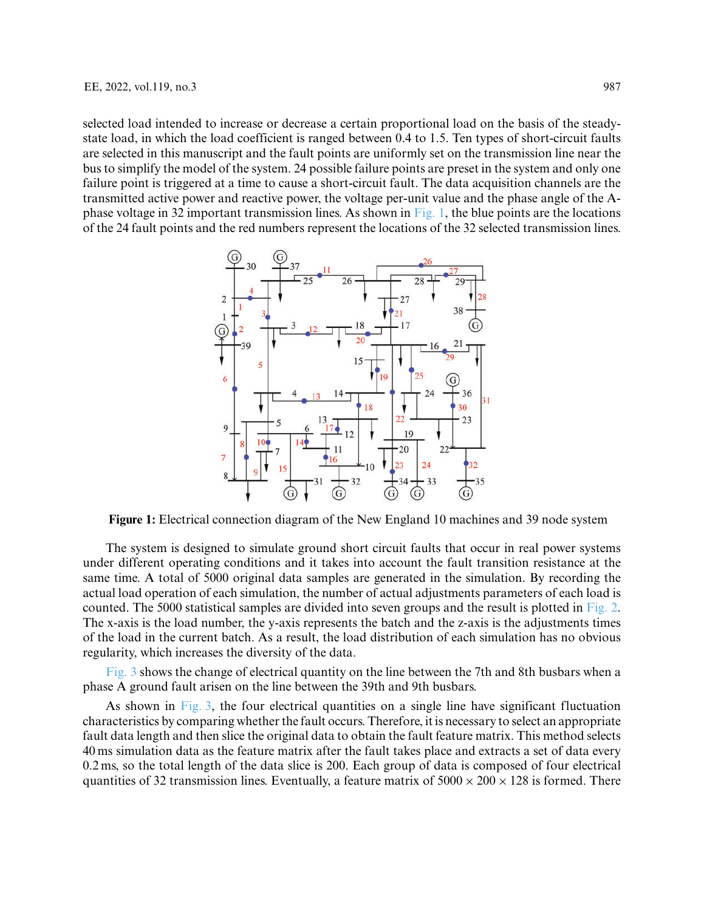selected load intended to increase or decrease a certain proportional load on the basis of the steady-state load, in which the load coefficient is ranged between 0.4 to 1.5. Ten types of short-circuit faults are selected in this manuscript and the fault points are uniformly set on the transmission line near the bus to simplify the model of the system. 24 possible failure points are preset in the system and only one failure point is triggered at a time to cause a short-circuit fault. The data acquisition channels are the transmitted active power and reactive power, the voltage per-unit value and the phase angle of the A-phase voltage in 32 important transmission lines. As shown in Fig. 1, the blue points are the locations of the 24 fault points and the red numbers represent the locations of the 32 selected transmission lines.

**Figure 1:** Electrical connection diagram of the New England 10 machines and 39 node system

The system is designed to simulate ground short circuit faults that occur in real power systems under different operating conditions and it takes into account the fault transition resistance at the same time. A total of 5000 original data samples are generated in the simulation. By recording the actual load operation of each simulation, the number of actual adjustments parameters of each load is counted. The 5000 statistical samples are divided into seven groups and the result is plotted in Fig. 2. The x-axis is the load number, the y-axis represents the batch and the z-axis is the adjustments times of the load in the current batch. As a result, the load distribution of each simulation has no obvious regularity, which increases the diversity of the data.

Fig. 3 shows the change of electrical quantity on the line between the 7th and 8th busbars when a phase A ground fault arisen on the line between the 39th and 9th busbars.

As shown in Fig. 3, the four electrical quantities on a single line have significant fluctuation characteristics by comparing whether the fault occurs. Therefore, it is necessary to select an appropriate fault data length and then slice the original data to obtain the fault feature matrix. This method selects 40 ms simulation data as the feature matrix after the fault takes place and extracts a set of data every 0.2 ms, so the total length of the data slice is 200. Each group of data is composed of four electrical quantities of 32 transmission lines. Eventually, a feature matrix of $5000 \times 200 \times 128$ is formed. There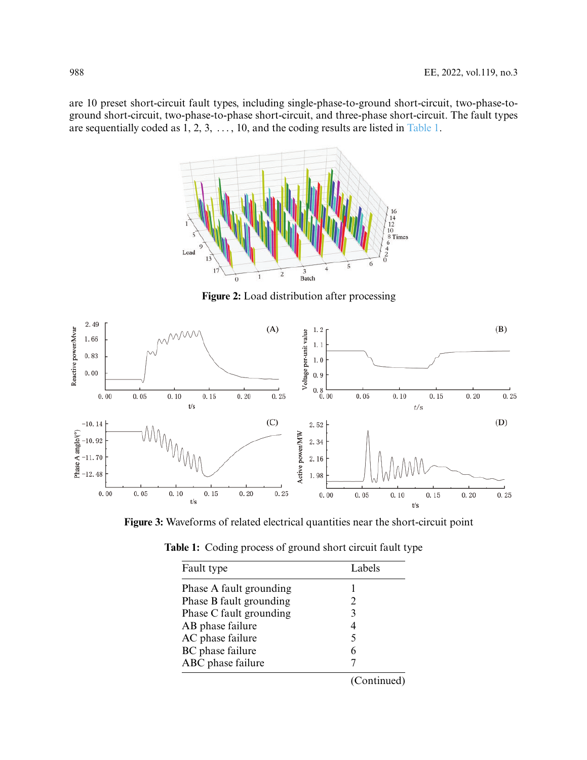are 10 preset short-circuit fault types, including single-phase-to-ground short-circuit, two-phase-to-ground short-circuit, two-phase-to-phase short-circuit, and three-phase short-circuit. The fault types are sequentially coded as 1, 2, 3, ..., 10, and the coding results are listed in Table 1.

**Figure 2:** Load distribution after processing

**Figure 3:** Waveforms of related electrical quantities near the short-circuit point

**Table 1:** Coding process of ground short circuit fault type

| Fault type | Labels |
|---|---|
| Phase A fault grounding | 1 |
| Phase B fault grounding | 2 |
| Phase C fault grounding | 3 |
| AB phase failure | 4 |
| AC phase failure | 5 |
| BC phase failure | 6 |
| ABC phase failure | 7 |

(Continued)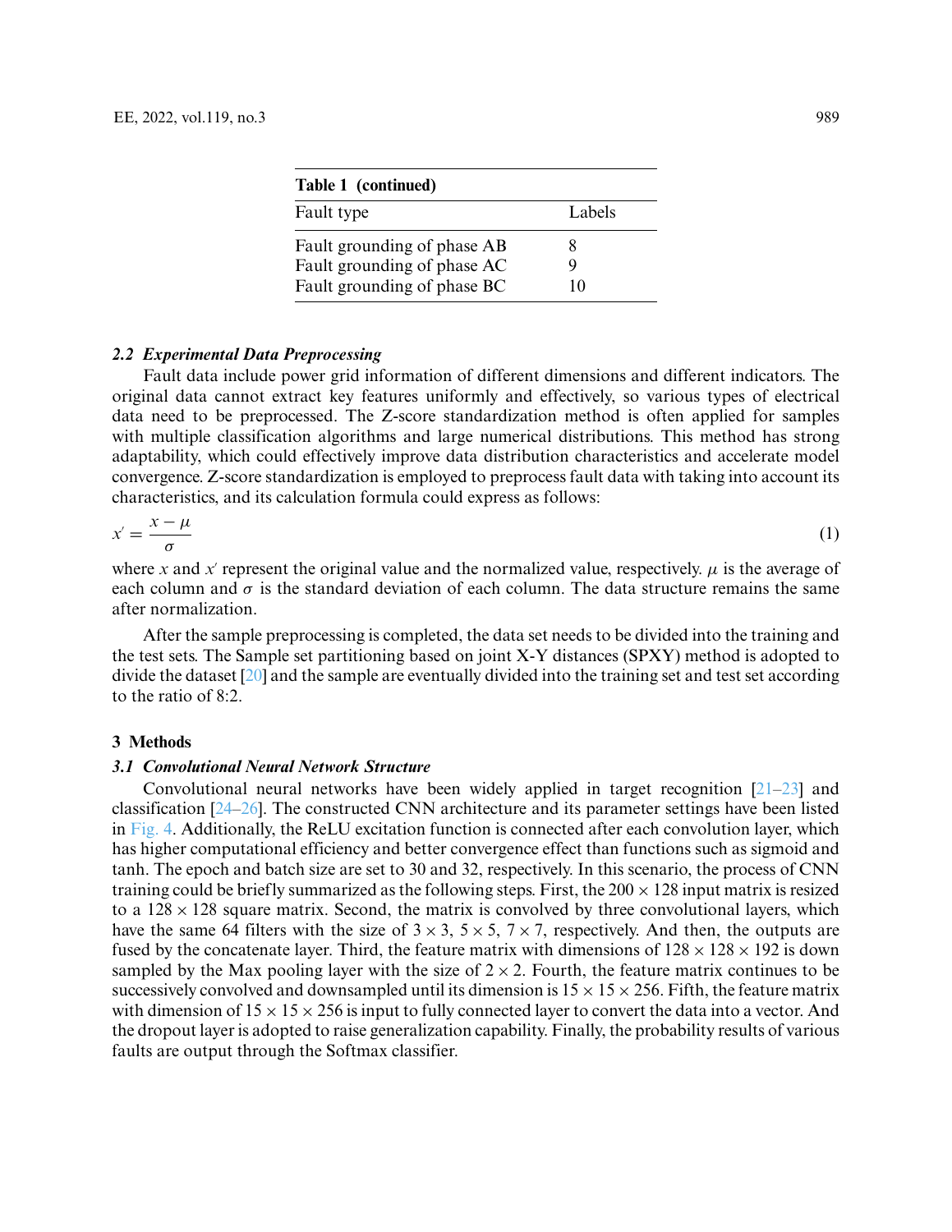**Table 1 (continued)**

| Fault type | Labels |
|---|---|
| Fault grounding of phase AB | 8 |
| Fault grounding of phase AC | 9 |
| Fault grounding of phase BC | 10 |

### *2.2 Experimental Data Preprocessing*

Fault data include power grid information of different dimensions and different indicators. The original data cannot extract key features uniformly and effectively, so various types of electrical data need to be preprocessed. The Z-score standardization method is often applied for samples with multiple classification algorithms and large numerical distributions. This method has strong adaptability, which could effectively improve data distribution characteristics and accelerate model convergence. Z-score standardization is employed to preprocess fault data with taking into account its characteristics, and its calculation formula could express as follows:

$$x' = \frac{x - \mu}{\sigma} \tag{1}$$

where $x$ and $x'$ represent the original value and the normalized value, respectively. $\mu$ is the average of each column and $\sigma$ is the standard deviation of each column. The data structure remains the same after normalization.

After the sample preprocessing is completed, the data set needs to be divided into the training and the test sets. The Sample set partitioning based on joint X-Y distances (SPXY) method is adopted to divide the dataset [20] and the sample are eventually divided into the training set and test set according to the ratio of 8:2.

## 3 Methods

### *3.1 Convolutional Neural Network Structure*

Convolutional neural networks have been widely applied in target recognition [21–23] and classification [24–26]. The constructed CNN architecture and its parameter settings have been listed in Fig. 4. Additionally, the ReLU excitation function is connected after each convolution layer, which has higher computational efficiency and better convergence effect than functions such as sigmoid and tanh. The epoch and batch size are set to 30 and 32, respectively. In this scenario, the process of CNN training could be briefly summarized as the following steps. First, the $200 \times 128$ input matrix is resized to a $128 \times 128$ square matrix. Second, the matrix is convolved by three convolutional layers, which have the same 64 filters with the size of $3 \times 3$, $5 \times 5$, $7 \times 7$, respectively. And then, the outputs are fused by the concatenate layer. Third, the feature matrix with dimensions of $128 \times 128 \times 192$ is down sampled by the Max pooling layer with the size of $2 \times 2$. Fourth, the feature matrix continues to be successively convolved and downsampled until its dimension is $15 \times 15 \times 256$. Fifth, the feature matrix with dimension of $15 \times 15 \times 256$ is input to fully connected layer to convert the data into a vector. And the dropout layer is adopted to raise generalization capability. Finally, the probability results of various faults are output through the Softmax classifier.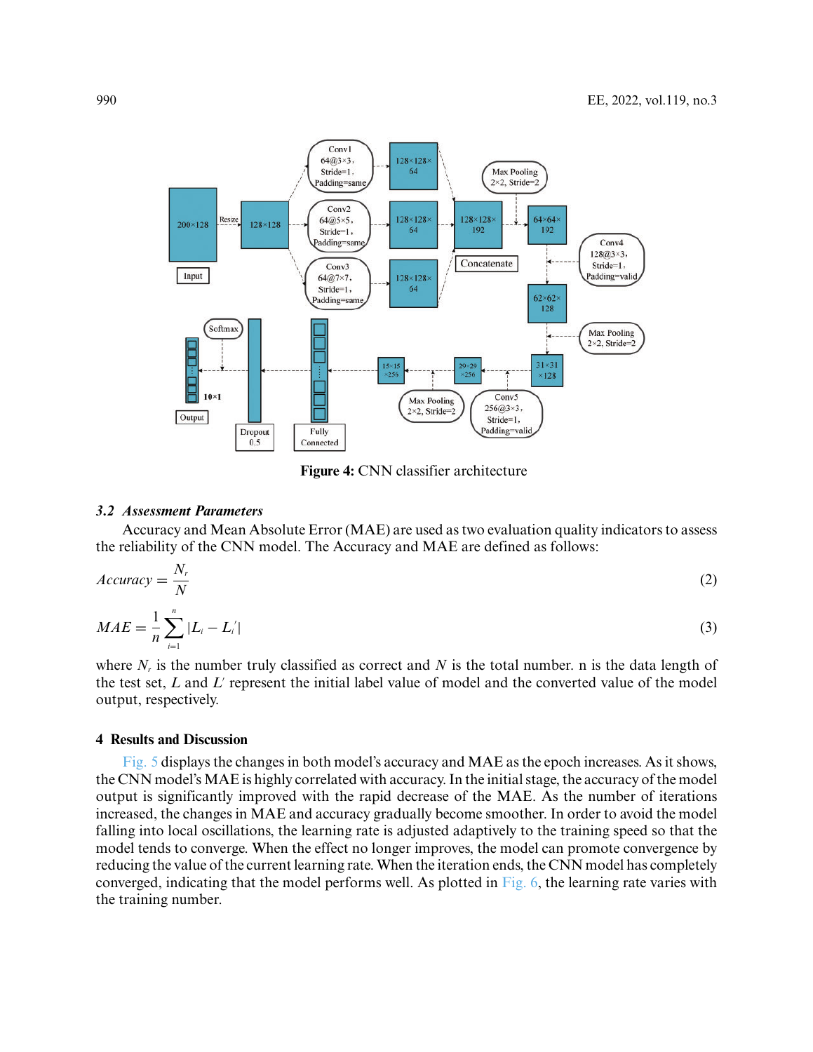Figure 4: CNN classifier architecture

### 3.2 Assessment Parameters

Accuracy and Mean Absolute Error (MAE) are used as two evaluation quality indicators to assess the reliability of the CNN model. The Accuracy and MAE are defined as follows:

$$Accuracy = \frac{N_r}{N} \tag{2}$$

$$MAE = \frac{1}{n}\sum_{i=1}^{n}|L_i - L_i'| \tag{3}$$

where $N_r$ is the number truly classified as correct and $N$ is the total number. n is the data length of the test set, $L$ and $L'$ represent the initial label value of model and the converted value of the model output, respectively.

## 4 Results and Discussion

Fig. 5 displays the changes in both model's accuracy and MAE as the epoch increases. As it shows, the CNN model's MAE is highly correlated with accuracy. In the initial stage, the accuracy of the model output is significantly improved with the rapid decrease of the MAE. As the number of iterations increased, the changes in MAE and accuracy gradually become smoother. In order to avoid the model falling into local oscillations, the learning rate is adjusted adaptively to the training speed so that the model tends to converge. When the effect no longer improves, the model can promote convergence by reducing the value of the current learning rate. When the iteration ends, the CNN model has completely converged, indicating that the model performs well. As plotted in Fig. 6, the learning rate varies with the training number.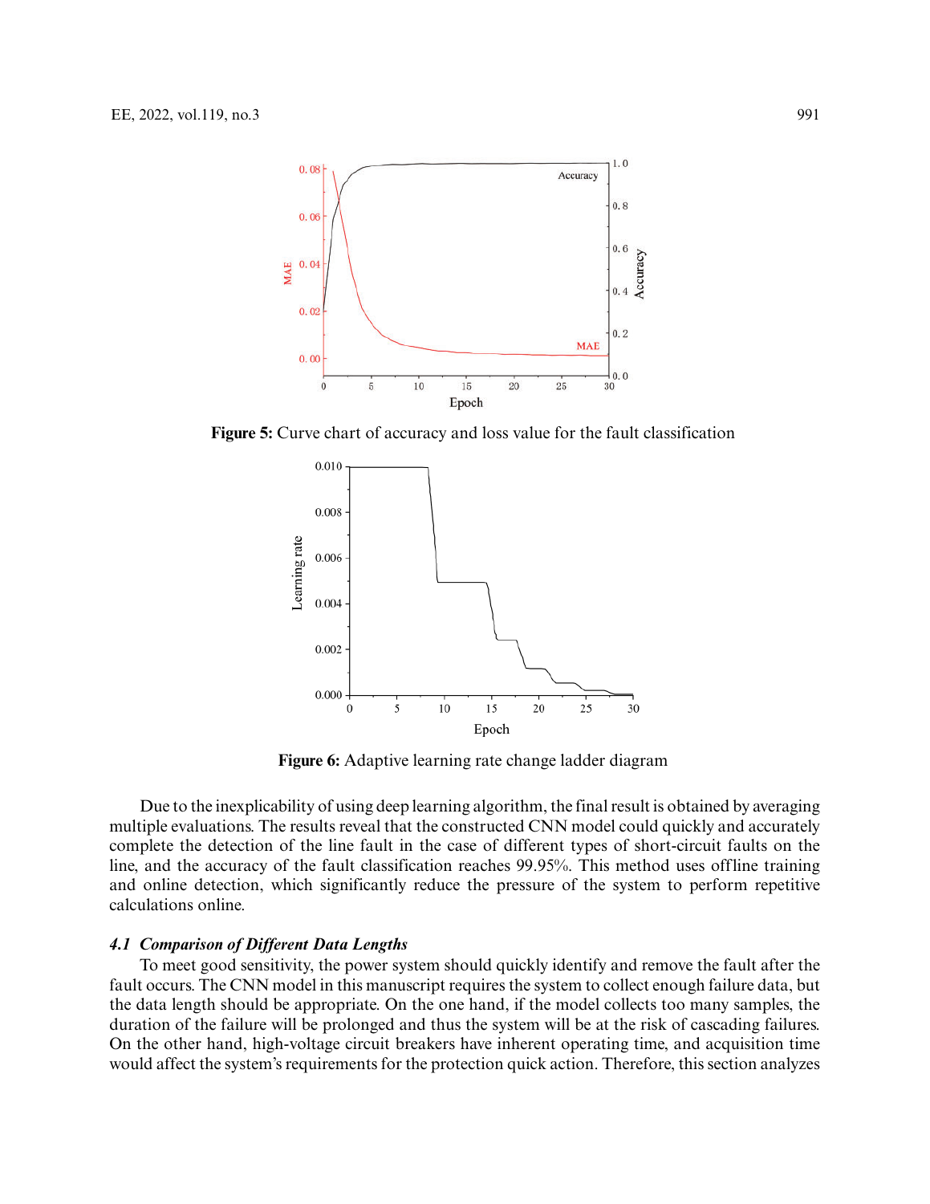Figure 5: Curve chart of accuracy and loss value for the fault classification

Figure 6: Adaptive learning rate change ladder diagram

Due to the inexplicability of using deep learning algorithm, the final result is obtained by averaging multiple evaluations. The results reveal that the constructed CNN model could quickly and accurately complete the detection of the line fault in the case of different types of short-circuit faults on the line, and the accuracy of the fault classification reaches 99.95%. This method uses offline training and online detection, which significantly reduce the pressure of the system to perform repetitive calculations online.

### *4.1 Comparison of Different Data Lengths*

To meet good sensitivity, the power system should quickly identify and remove the fault after the fault occurs. The CNN model in this manuscript requires the system to collect enough failure data, but the data length should be appropriate. On the one hand, if the model collects too many samples, the duration of the failure will be prolonged and thus the system will be at the risk of cascading failures. On the other hand, high-voltage circuit breakers have inherent operating time, and acquisition time would affect the system's requirements for the protection quick action. Therefore, this section analyzes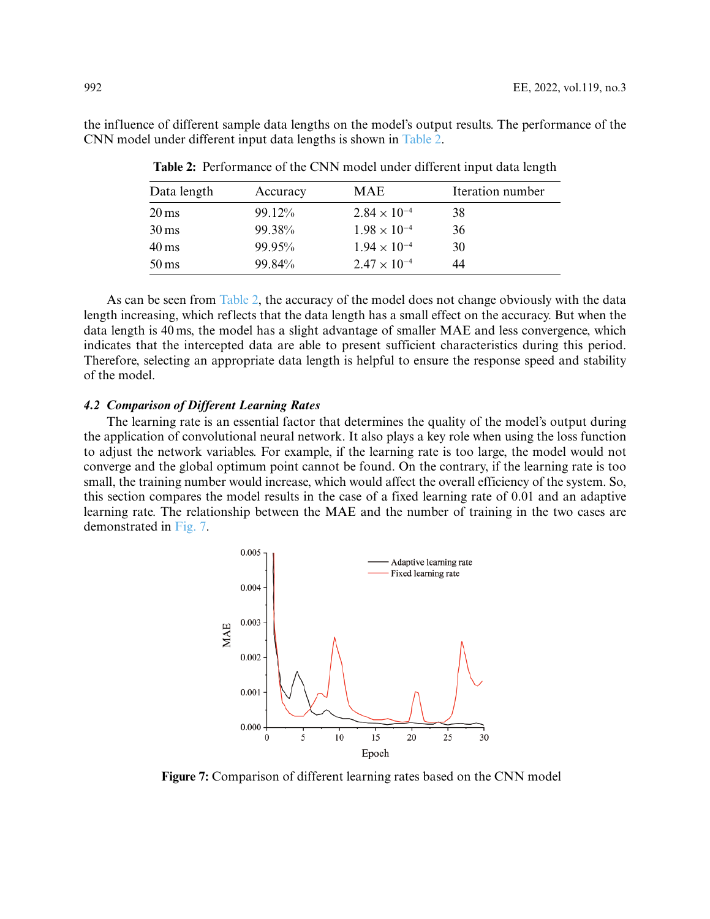the influence of different sample data lengths on the model's output results. The performance of the CNN model under different input data lengths is shown in Table 2.

**Table 2:** Performance of the CNN model under different input data length

| Data length | Accuracy | MAE | Iteration number |
|---|---|---|---|
| 20 ms | 99.12% | $2.84 \times 10^{-4}$ | 38 |
| 30 ms | 99.38% | $1.98 \times 10^{-4}$ | 36 |
| 40 ms | 99.95% | $1.94 \times 10^{-4}$ | 30 |
| 50 ms | 99.84% | $2.47 \times 10^{-4}$ | 44 |

As can be seen from Table 2, the accuracy of the model does not change obviously with the data length increasing, which reflects that the data length has a small effect on the accuracy. But when the data length is 40 ms, the model has a slight advantage of smaller MAE and less convergence, which indicates that the intercepted data are able to present sufficient characteristics during this period. Therefore, selecting an appropriate data length is helpful to ensure the response speed and stability of the model.

### *4.2 Comparison of Different Learning Rates*

The learning rate is an essential factor that determines the quality of the model's output during the application of convolutional neural network. It also plays a key role when using the loss function to adjust the network variables. For example, if the learning rate is too large, the model would not converge and the global optimum point cannot be found. On the contrary, if the learning rate is too small, the training number would increase, which would affect the overall efficiency of the system. So, this section compares the model results in the case of a fixed learning rate of 0.01 and an adaptive learning rate. The relationship between the MAE and the number of training in the two cases are demonstrated in Fig. 7.

**Figure 7:** Comparison of different learning rates based on the CNN model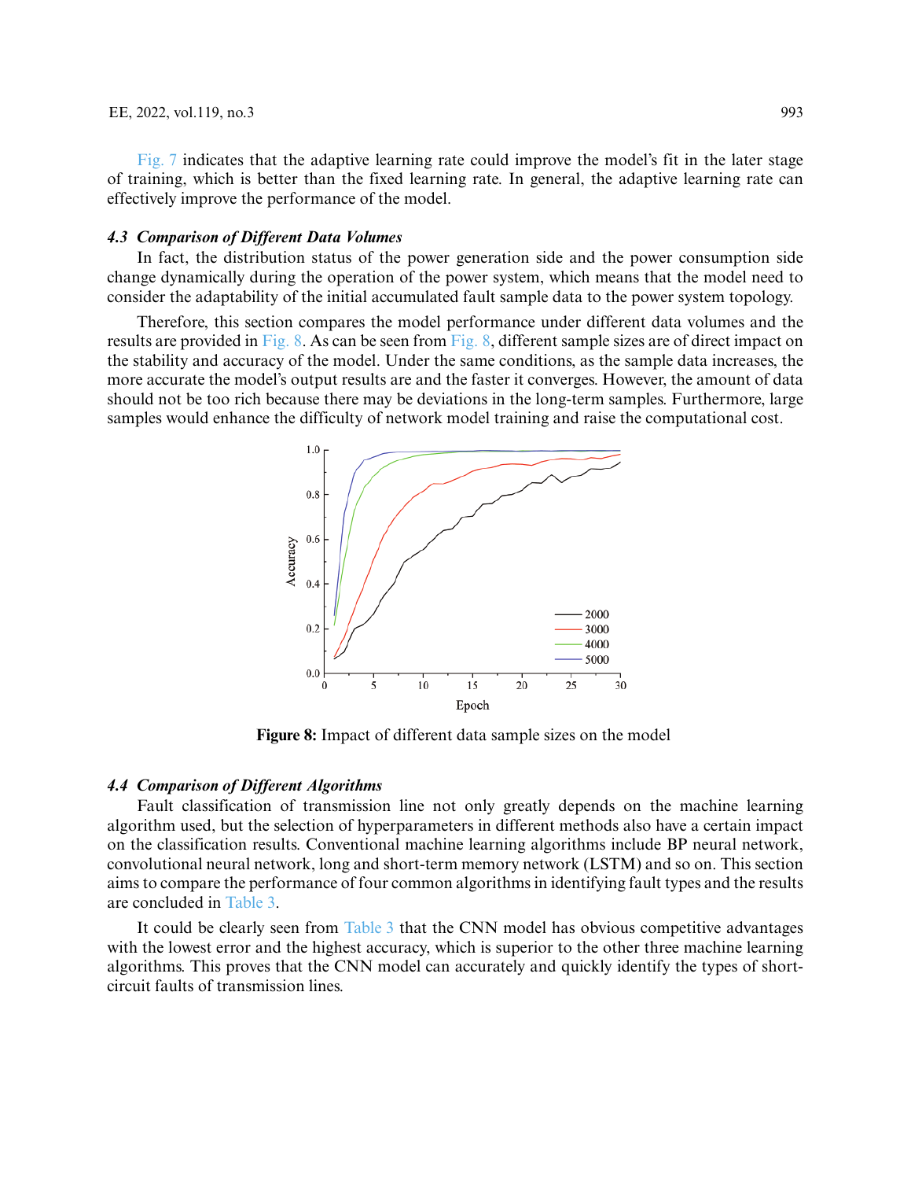Fig. 7 indicates that the adaptive learning rate could improve the model's fit in the later stage of training, which is better than the fixed learning rate. In general, the adaptive learning rate can effectively improve the performance of the model.

### *4.3 Comparison of Different Data Volumes*

In fact, the distribution status of the power generation side and the power consumption side change dynamically during the operation of the power system, which means that the model need to consider the adaptability of the initial accumulated fault sample data to the power system topology.

Therefore, this section compares the model performance under different data volumes and the results are provided in Fig. 8. As can be seen from Fig. 8, different sample sizes are of direct impact on the stability and accuracy of the model. Under the same conditions, as the sample data increases, the more accurate the model's output results are and the faster it converges. However, the amount of data should not be too rich because there may be deviations in the long-term samples. Furthermore, large samples would enhance the difficulty of network model training and raise the computational cost.

**Figure 8:** Impact of different data sample sizes on the model

### *4.4 Comparison of Different Algorithms*

Fault classification of transmission line not only greatly depends on the machine learning algorithm used, but the selection of hyperparameters in different methods also have a certain impact on the classification results. Conventional machine learning algorithms include BP neural network, convolutional neural network, long and short-term memory network (LSTM) and so on. This section aims to compare the performance of four common algorithms in identifying fault types and the results are concluded in Table 3.

It could be clearly seen from Table 3 that the CNN model has obvious competitive advantages with the lowest error and the highest accuracy, which is superior to the other three machine learning algorithms. This proves that the CNN model can accurately and quickly identify the types of short-circuit faults of transmission lines.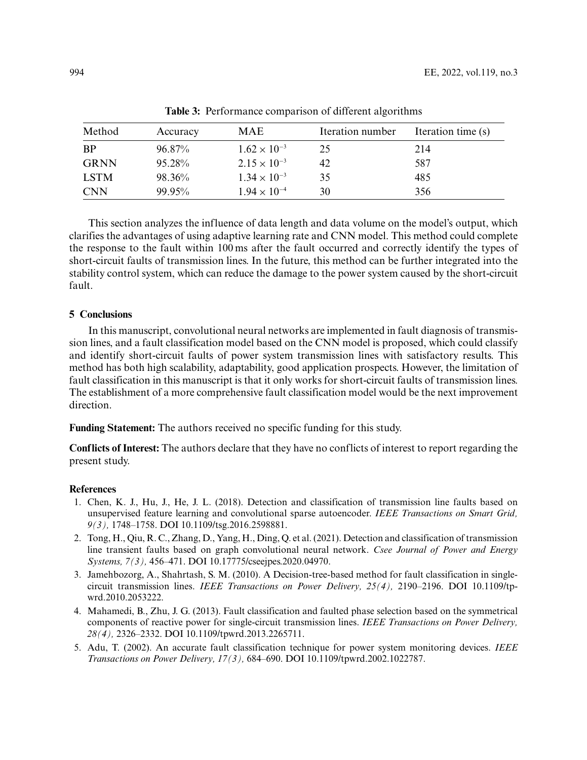**Table 3:** Performance comparison of different algorithms

| Method | Accuracy | MAE | Iteration number | Iteration time (s) |
|---|---|---|---|---|
| BP | 96.87% | $1.62 \times 10^{-3}$ | 25 | 214 |
| GRNN | 95.28% | $2.15 \times 10^{-3}$ | 42 | 587 |
| LSTM | 98.36% | $1.34 \times 10^{-3}$ | 35 | 485 |
| CNN | 99.95% | $1.94 \times 10^{-4}$ | 30 | 356 |

This section analyzes the influence of data length and data volume on the model's output, which clarifies the advantages of using adaptive learning rate and CNN model. This method could complete the response to the fault within 100 ms after the fault occurred and correctly identify the types of short-circuit faults of transmission lines. In the future, this method can be further integrated into the stability control system, which can reduce the damage to the power system caused by the short-circuit fault.

## 5 Conclusions

In this manuscript, convolutional neural networks are implemented in fault diagnosis of transmission lines, and a fault classification model based on the CNN model is proposed, which could classify and identify short-circuit faults of power system transmission lines with satisfactory results. This method has both high scalability, adaptability, good application prospects. However, the limitation of fault classification in this manuscript is that it only works for short-circuit faults of transmission lines. The establishment of a more comprehensive fault classification model would be the next improvement direction.

**Funding Statement:** The authors received no specific funding for this study.

**Conflicts of Interest:** The authors declare that they have no conflicts of interest to report regarding the present study.

## References

1. Chen, K. J., Hu, J., He, J. L. (2018). Detection and classification of transmission line faults based on unsupervised feature learning and convolutional sparse autoencoder. *IEEE Transactions on Smart Grid, 9(3),* 1748–1758. DOI 10.1109/tsg.2016.2598881.
2. Tong, H., Qiu, R. C., Zhang, D., Yang, H., Ding, Q. et al. (2021). Detection and classification of transmission line transient faults based on graph convolutional neural network. *Csee Journal of Power and Energy Systems, 7(3),* 456–471. DOI 10.17775/cseejpes.2020.04970.
3. Jamehbozorg, A., Shahrtash, S. M. (2010). A Decision-tree-based method for fault classification in single-circuit transmission lines. *IEEE Transactions on Power Delivery, 25(4),* 2190–2196. DOI 10.1109/tpwrd.2010.2053222.
4. Mahamedi, B., Zhu, J. G. (2013). Fault classification and faulted phase selection based on the symmetrical components of reactive power for single-circuit transmission lines. *IEEE Transactions on Power Delivery, 28(4),* 2326–2332. DOI 10.1109/tpwrd.2013.2265711.
5. Adu, T. (2002). An accurate fault classification technique for power system monitoring devices. *IEEE Transactions on Power Delivery, 17(3),* 684–690. DOI 10.1109/tpwrd.2002.1022787.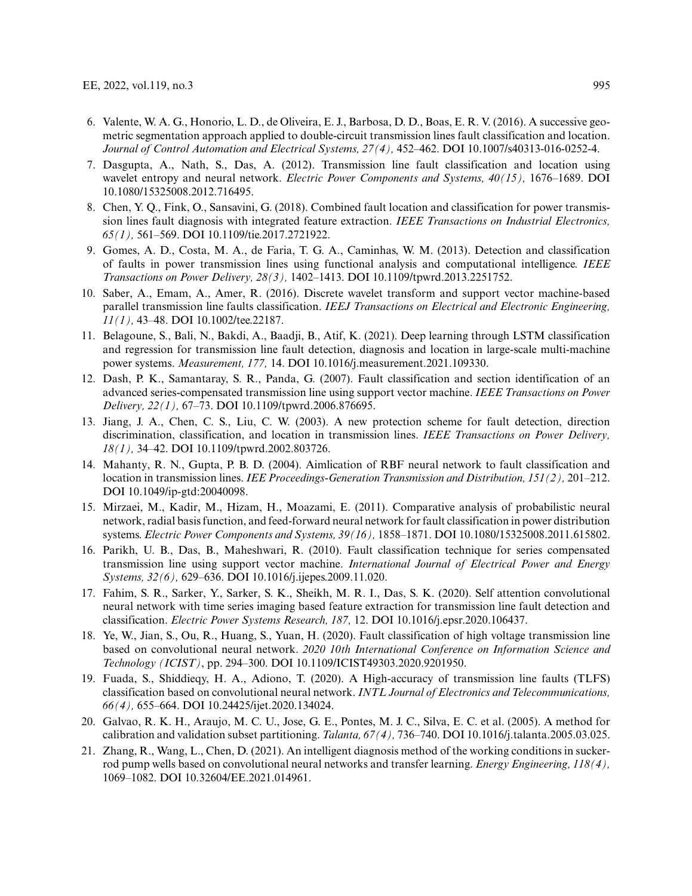6. Valente, W. A. G., Honorio, L. D., de Oliveira, E. J., Barbosa, D. D., Boas, E. R. V. (2016). A successive geometric segmentation approach applied to double-circuit transmission lines fault classification and location. *Journal of Control Automation and Electrical Systems, 27(4),* 452–462. DOI 10.1007/s40313-016-0252-4.
7. Dasgupta, A., Nath, S., Das, A. (2012). Transmission line fault classification and location using wavelet entropy and neural network. *Electric Power Components and Systems, 40(15),* 1676–1689. DOI 10.1080/15325008.2012.716495.
8. Chen, Y. Q., Fink, O., Sansavini, G. (2018). Combined fault location and classification for power transmission lines fault diagnosis with integrated feature extraction. *IEEE Transactions on Industrial Electronics, 65(1),* 561–569. DOI 10.1109/tie.2017.2721922.
9. Gomes, A. D., Costa, M. A., de Faria, T. G. A., Caminhas, W. M. (2013). Detection and classification of faults in power transmission lines using functional analysis and computational intelligence. *IEEE Transactions on Power Delivery, 28(3),* 1402–1413. DOI 10.1109/tpwrd.2013.2251752.
10. Saber, A., Emam, A., Amer, R. (2016). Discrete wavelet transform and support vector machine-based parallel transmission line faults classification. *IEEJ Transactions on Electrical and Electronic Engineering, 11(1),* 43–48. DOI 10.1002/tee.22187.
11. Belagoune, S., Bali, N., Bakdi, A., Baadji, B., Atif, K. (2021). Deep learning through LSTM classification and regression for transmission line fault detection, diagnosis and location in large-scale multi-machine power systems. *Measurement, 177,* 14. DOI 10.1016/j.measurement.2021.109330.
12. Dash, P. K., Samantaray, S. R., Panda, G. (2007). Fault classification and section identification of an advanced series-compensated transmission line using support vector machine. *IEEE Transactions on Power Delivery, 22(1),* 67–73. DOI 10.1109/tpwrd.2006.876695.
13. Jiang, J. A., Chen, C. S., Liu, C. W. (2003). A new protection scheme for fault detection, direction discrimination, classification, and location in transmission lines. *IEEE Transactions on Power Delivery, 18(1),* 34–42. DOI 10.1109/tpwrd.2002.803726.
14. Mahanty, R. N., Gupta, P. B. D. (2004). Aimlication of RBF neural network to fault classification and location in transmission lines. *IEE Proceedings-Generation Transmission and Distribution, 151(2),* 201–212. DOI 10.1049/ip-gtd:20040098.
15. Mirzaei, M., Kadir, M., Hizam, H., Moazami, E. (2011). Comparative analysis of probabilistic neural network, radial basis function, and feed-forward neural network for fault classification in power distribution systems. *Electric Power Components and Systems, 39(16),* 1858–1871. DOI 10.1080/15325008.2011.615802.
16. Parikh, U. B., Das, B., Maheshwari, R. (2010). Fault classification technique for series compensated transmission line using support vector machine. *International Journal of Electrical Power and Energy Systems, 32(6),* 629–636. DOI 10.1016/j.ijepes.2009.11.020.
17. Fahim, S. R., Sarker, Y., Sarker, S. K., Sheikh, M. R. I., Das, S. K. (2020). Self attention convolutional neural network with time series imaging based feature extraction for transmission line fault detection and classification. *Electric Power Systems Research, 187,* 12. DOI 10.1016/j.epsr.2020.106437.
18. Ye, W., Jian, S., Ou, R., Huang, S., Yuan, H. (2020). Fault classification of high voltage transmission line based on convolutional neural network. *2020 10th International Conference on Information Science and Technology (ICIST)*, pp. 294–300. DOI 10.1109/ICIST49303.2020.9201950.
19. Fuada, S., Shiddieqy, H. A., Adiono, T. (2020). A High-accuracy of transmission line faults (TLFS) classification based on convolutional neural network. *INTL Journal of Electronics and Telecommunications, 66(4),* 655–664. DOI 10.24425/ijet.2020.134024.
20. Galvao, R. K. H., Araujo, M. C. U., Jose, G. E., Pontes, M. J. C., Silva, E. C. et al. (2005). A method for calibration and validation subset partitioning. *Talanta, 67(4),* 736–740. DOI 10.1016/j.talanta.2005.03.025.
21. Zhang, R., Wang, L., Chen, D. (2021). An intelligent diagnosis method of the working conditions in sucker-rod pump wells based on convolutional neural networks and transfer learning. *Energy Engineering, 118(4),* 1069–1082. DOI 10.32604/EE.2021.014961.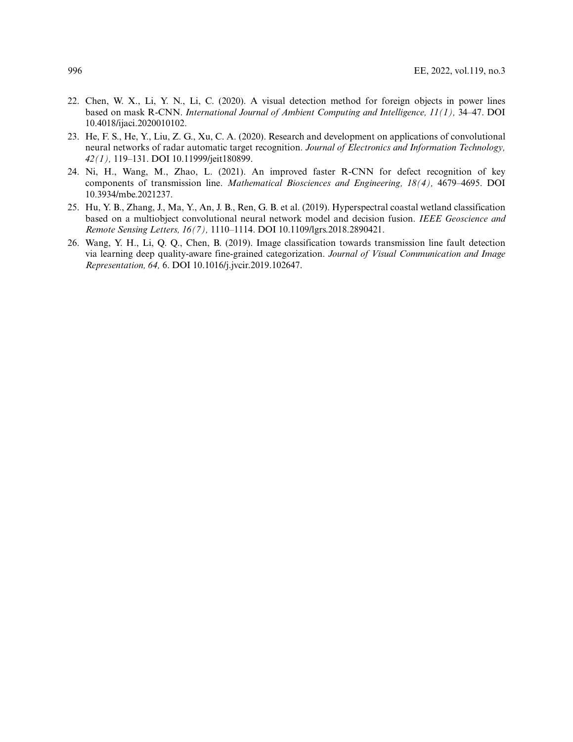22. Chen, W. X., Li, Y. N., Li, C. (2020). A visual detection method for foreign objects in power lines based on mask R-CNN. *International Journal of Ambient Computing and Intelligence, 11(1),* 34–47. DOI 10.4018/ijaci.2020010102.
23. He, F. S., He, Y., Liu, Z. G., Xu, C. A. (2020). Research and development on applications of convolutional neural networks of radar automatic target recognition. *Journal of Electronics and Information Technology, 42(1),* 119–131. DOI 10.11999/jeit180899.
24. Ni, H., Wang, M., Zhao, L. (2021). An improved faster R-CNN for defect recognition of key components of transmission line. *Mathematical Biosciences and Engineering, 18(4),* 4679–4695. DOI 10.3934/mbe.2021237.
25. Hu, Y. B., Zhang, J., Ma, Y., An, J. B., Ren, G. B. et al. (2019). Hyperspectral coastal wetland classification based on a multiobject convolutional neural network model and decision fusion. *IEEE Geoscience and Remote Sensing Letters, 16(7),* 1110–1114. DOI 10.1109/lgrs.2018.2890421.
26. Wang, Y. H., Li, Q. Q., Chen, B. (2019). Image classification towards transmission line fault detection via learning deep quality-aware fine-grained categorization. *Journal of Visual Communication and Image Representation, 64,* 6. DOI 10.1016/j.jvcir.2019.102647.